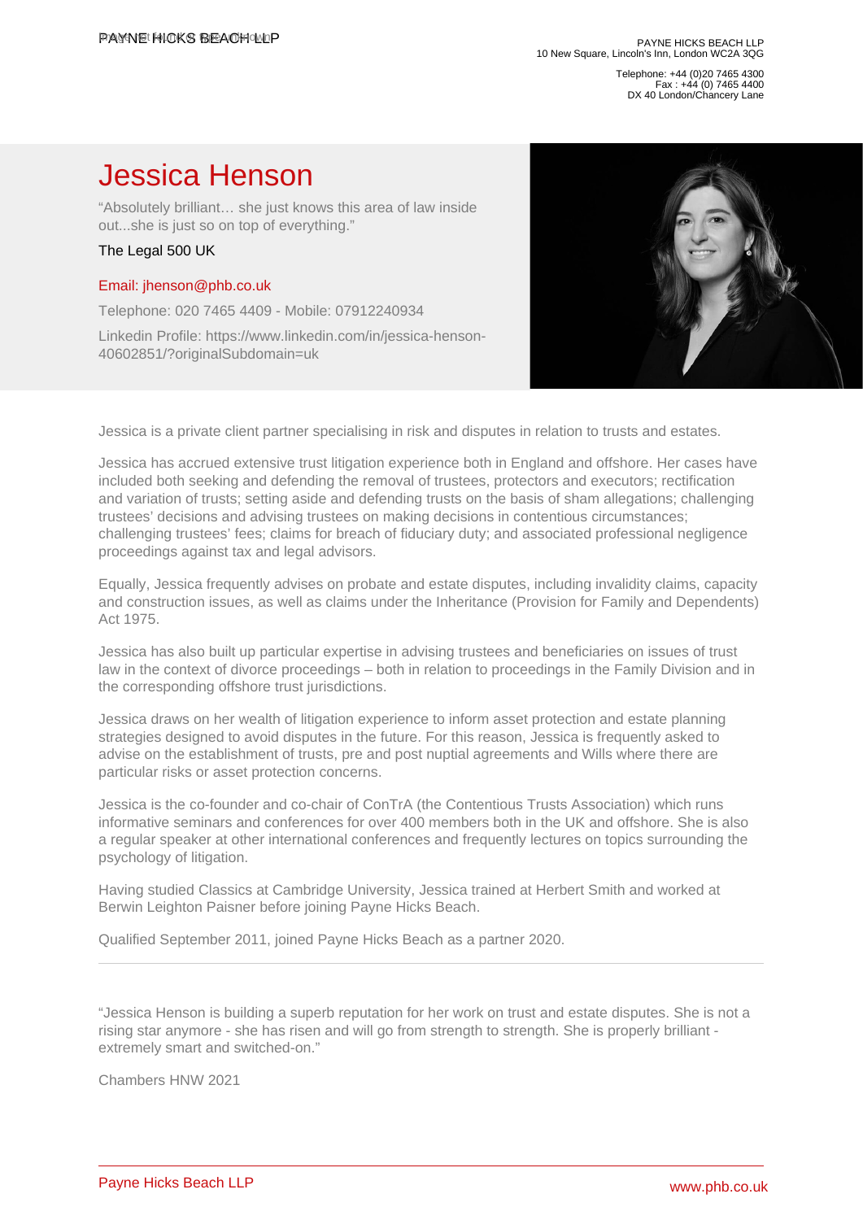# Jessica Henson

"Absolutely brilliant… she just knows this area of law inside out...she is just so on top of everything."

The Legal 500 UK

Email: jhenson@phb.co.uk

Telephone: 020 7465 4409 - Mobile: 07912240934

Linkedin Profile: https://www.linkedin.com/in/jessica-henson-40602851/?originalSubdomain=uk

Jessica is a private client partner specialising in risk and disputes in relation to trusts and estates.

Jessica has accrued extensive trust litigation experience both in England and offshore. Her cases have included both seeking and defending the removal of trustees, protectors and executors; rectification and variation of trusts; setting aside and defending trusts on the basis of sham allegations; challenging trustees' decisions and advising trustees on making decisions in contentious circumstances; challenging trustees' fees; claims for breach of fiduciary duty; and associated professional negligence proceedings against tax and legal advisors.

Equally, Jessica frequently advises on probate and estate disputes, including invalidity claims, capacity and construction issues, as well as claims under the Inheritance (Provision for Family and Dependents) Act 1975.

Jessica has also built up particular expertise in advising trustees and beneficiaries on issues of trust law in the context of divorce proceedings – both in relation to proceedings in the Family Division and in the corresponding offshore trust jurisdictions.

Jessica draws on her wealth of litigation experience to inform asset protection and estate planning strategies designed to avoid disputes in the future. For this reason, Jessica is frequently asked to advise on the establishment of trusts, pre and post nuptial agreements and Wills where there are particular risks or asset protection concerns.

Jessica is the co-founder and co-chair of ConTrA (the Contentious Trusts Association) which runs informative seminars and conferences for over 400 members both in the UK and offshore. She is also a regular speaker at other international conferences and frequently lectures on topics surrounding the psychology of litigation.

Having studied Classics at Cambridge University, Jessica trained at Herbert Smith and worked at Berwin Leighton Paisner before joining Payne Hicks Beach.

Qualified September 2011, joined Payne Hicks Beach as a partner 2020.

---

"Jessica Henson is building a superb reputation for her work on trust and estate disputes. She is not a rising star anymore - she has risen and will go from strength to strength. She is properly brilliant - extremely smart and switched-on."

Chambers HNW 2021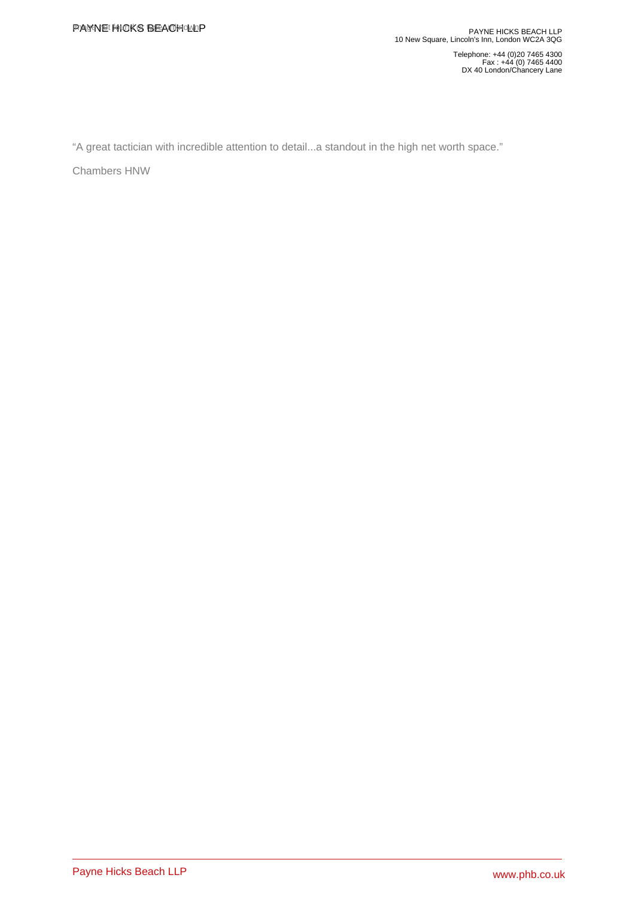"A great tactician with incredible attention to detail...a standout in the high net worth space."

Chambers HNW